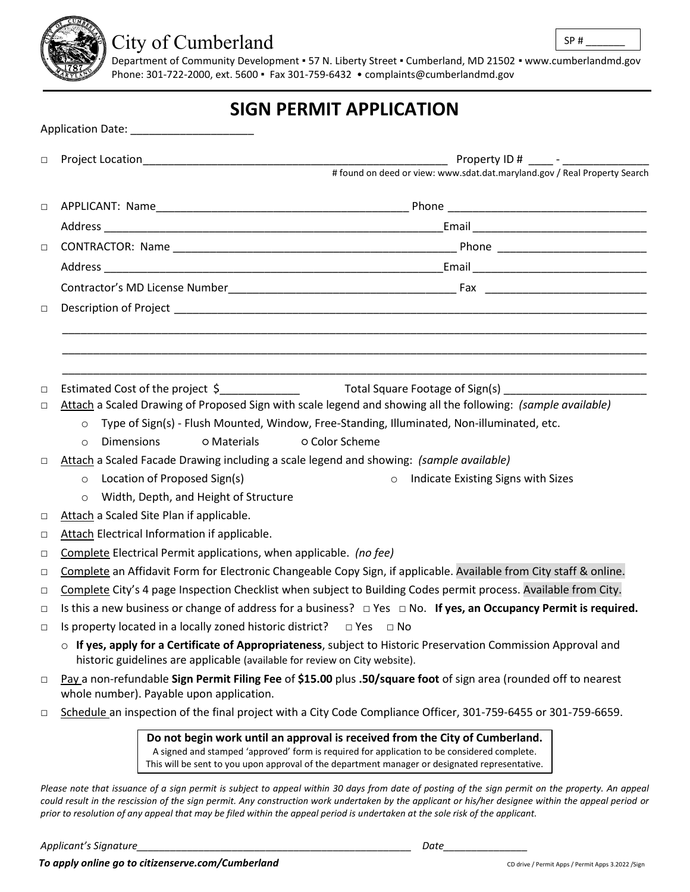City of Cumberland

SP # _______

Department of Community Development ▪ 57 N. Liberty Street ▪ Cumberland, MD 21502 ▪ www.cumberlandmd.gov
Phone: 301-722-2000, ext. 5600 ▪ Fax 301-759-6432 • complaints@cumberlandmd.gov

# SIGN PERMIT APPLICATION

Application Date: ____________________

□ Project Location__________________________________________________ Property ID # ____ - ______________
# found on deed or view: www.sdat.dat.maryland.gov / Real Property Search

□ APPLICANT: Name_______________________________________ Phone _______________________________
Address _______________________________________________________Email ____________________________

□ CONTRACTOR: Name ______________________________________________ Phone _________________________
Address _______________________________________________________Email ____________________________
Contractor's MD License Number_____________________________________ Fax __________________________

□ Description of Project ______________________________________________________________________________
_____________________________________________________________________________________________________
_____________________________________________________________________________________________________
_____________________________________________________________________________________________________

□ Estimated Cost of the project $_____________ Total Square Footage of Sign(s) _______________________

□ Attach a Scaled Drawing of Proposed Sign with scale legend and showing all the following: *(sample available)*
  - Type of Sign(s) - Flush Mounted, Window, Free-Standing, Illuminated, Non-illuminated, etc.
  - Dimensions ○ Materials ○ Color Scheme

□ Attach a Scaled Facade Drawing including a scale legend and showing: *(sample available)*
  - Location of Proposed Sign(s) ○ Indicate Existing Signs with Sizes
  - Width, Depth, and Height of Structure

□ Attach a Scaled Site Plan if applicable.

□ Attach Electrical Information if applicable.

□ Complete Electrical Permit applications, when applicable. *(no fee)*

□ Complete an Affidavit Form for Electronic Changeable Copy Sign, if applicable. Available from City staff & online.

□ Complete City's 4 page Inspection Checklist when subject to Building Codes permit process. Available from City.

□ Is this a new business or change of address for a business? □ Yes □ No. **If yes, an Occupancy Permit is required.**

□ Is property located in a locally zoned historic district? □ Yes □ No
  - **If yes, apply for a Certificate of Appropriateness**, subject to Historic Preservation Commission Approval and historic guidelines are applicable (available for review on City website).

□ Pay a non-refundable **Sign Permit Filing Fee** of **$15.00** plus **.50/square foot** of sign area (rounded off to nearest whole number). Payable upon application.

□ Schedule an inspection of the final project with a City Code Compliance Officer, 301-759-6455 or 301-759-6659.

**Do not begin work until an approval is received from the City of Cumberland.**
A signed and stamped 'approved' form is required for application to be considered complete.
This will be sent to you upon approval of the department manager or designated representative.

*Please note that issuance of a sign permit is subject to appeal within 30 days from date of posting of the sign permit on the property. An appeal could result in the rescission of the sign permit. Any construction work undertaken by the applicant or his/her designee within the appeal period or prior to resolution of any appeal that may be filed within the appeal period is undertaken at the sole risk of the applicant.*

*Applicant's Signature*__________________________________________________ *Date*______________

***To apply online go to citizenserve.com/Cumberland***

CD drive / Permit Apps / Permit Apps 3.2022 /Sign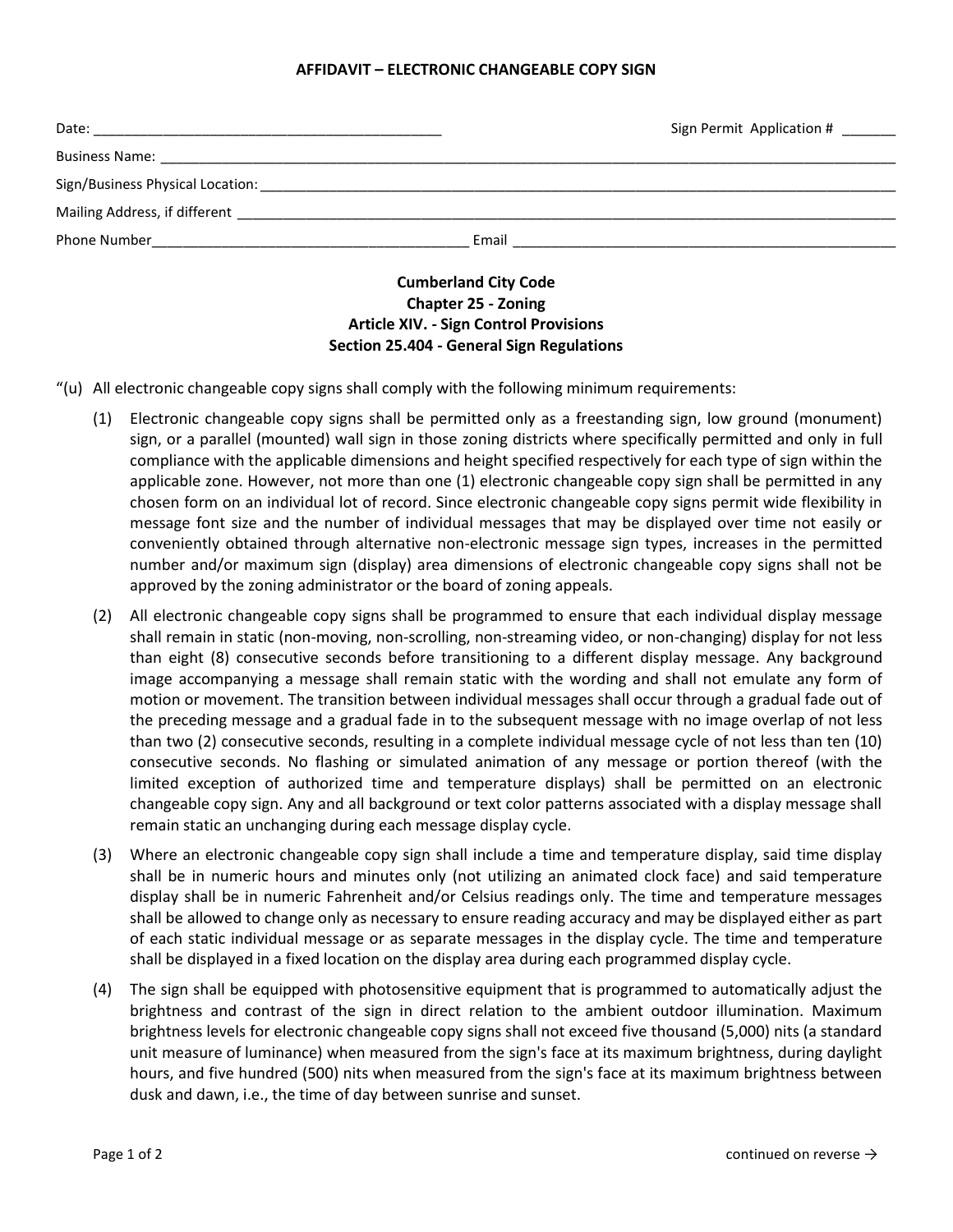**AFFIDAVIT – ELECTRONIC CHANGEABLE COPY SIGN**

Date: _____________________________________________ Sign Permit Application # _______

Business Name: ______________________________________________________________________________________

Sign/Business Physical Location: ______________________________________________________________________

Mailing Address, if different _________________________________________________________________________

Phone Number________________________________________ Email ___________________________________________________

**Cumberland City Code**
**Chapter 25 - Zoning**
**Article XIV. - Sign Control Provisions**
**Section 25.404 - General Sign Regulations**

"(u) All electronic changeable copy signs shall comply with the following minimum requirements:

(1) Electronic changeable copy signs shall be permitted only as a freestanding sign, low ground (monument) sign, or a parallel (mounted) wall sign in those zoning districts where specifically permitted and only in full compliance with the applicable dimensions and height specified respectively for each type of sign within the applicable zone. However, not more than one (1) electronic changeable copy sign shall be permitted in any chosen form on an individual lot of record. Since electronic changeable copy signs permit wide flexibility in message font size and the number of individual messages that may be displayed over time not easily or conveniently obtained through alternative non-electronic message sign types, increases in the permitted number and/or maximum sign (display) area dimensions of electronic changeable copy signs shall not be approved by the zoning administrator or the board of zoning appeals.

(2) All electronic changeable copy signs shall be programmed to ensure that each individual display message shall remain in static (non-moving, non-scrolling, non-streaming video, or non-changing) display for not less than eight (8) consecutive seconds before transitioning to a different display message. Any background image accompanying a message shall remain static with the wording and shall not emulate any form of motion or movement. The transition between individual messages shall occur through a gradual fade out of the preceding message and a gradual fade in to the subsequent message with no image overlap of not less than two (2) consecutive seconds, resulting in a complete individual message cycle of not less than ten (10) consecutive seconds. No flashing or simulated animation of any message or portion thereof (with the limited exception of authorized time and temperature displays) shall be permitted on an electronic changeable copy sign. Any and all background or text color patterns associated with a display message shall remain static an unchanging during each message display cycle.

(3) Where an electronic changeable copy sign shall include a time and temperature display, said time display shall be in numeric hours and minutes only (not utilizing an animated clock face) and said temperature display shall be in numeric Fahrenheit and/or Celsius readings only. The time and temperature messages shall be allowed to change only as necessary to ensure reading accuracy and may be displayed either as part of each static individual message or as separate messages in the display cycle. The time and temperature shall be displayed in a fixed location on the display area during each programmed display cycle.

(4) The sign shall be equipped with photosensitive equipment that is programmed to automatically adjust the brightness and contrast of the sign in direct relation to the ambient outdoor illumination. Maximum brightness levels for electronic changeable copy signs shall not exceed five thousand (5,000) nits (a standard unit measure of luminance) when measured from the sign's face at its maximum brightness, during daylight hours, and five hundred (500) nits when measured from the sign's face at its maximum brightness between dusk and dawn, i.e., the time of day between sunrise and sunset.

continued on reverse →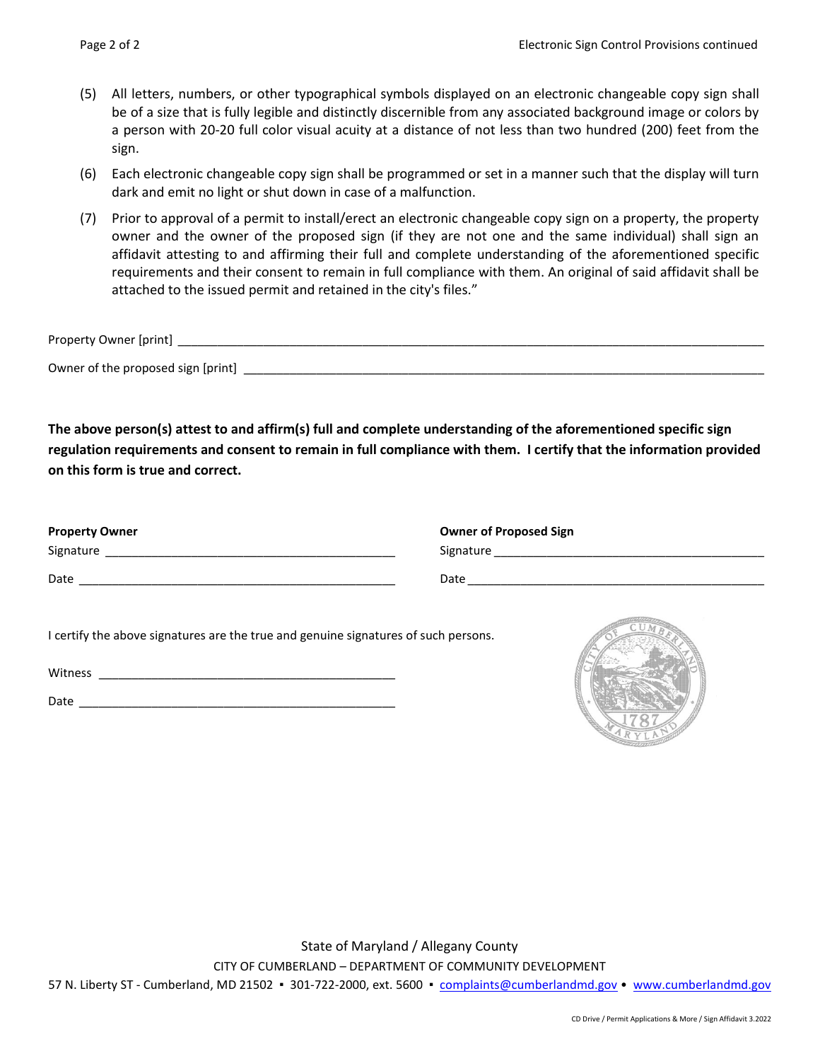(5) All letters, numbers, or other typographical symbols displayed on an electronic changeable copy sign shall be of a size that is fully legible and distinctly discernible from any associated background image or colors by a person with 20-20 full color visual acuity at a distance of not less than two hundred (200) feet from the sign.

(6) Each electronic changeable copy sign shall be programmed or set in a manner such that the display will turn dark and emit no light or shut down in case of a malfunction.

(7) Prior to approval of a permit to install/erect an electronic changeable copy sign on a property, the property owner and the owner of the proposed sign (if they are not one and the same individual) shall sign an affidavit attesting to and affirming their full and complete understanding of the aforementioned specific requirements and their consent to remain in full compliance with them. An original of said affidavit shall be attached to the issued permit and retained in the city's files."

Property Owner [print] ______________________________________________

Owner of the proposed sign [print] ______________________________________________

**The above person(s) attest to and affirm(s) full and complete understanding of the aforementioned specific sign regulation requirements and consent to remain in full compliance with them. I certify that the information provided on this form is true and correct.**

**Property Owner**

Signature ______________________________

Date ______________________________

**Owner of Proposed Sign**

Signature ______________________________

Date ______________________________

I certify the above signatures are the true and genuine signatures of such persons.

Witness ______________________________

Date ______________________________

State of Maryland / Allegany County

CITY OF CUMBERLAND – DEPARTMENT OF COMMUNITY DEVELOPMENT

57 N. Liberty ST - Cumberland, MD 21502 ▪ 301-722-2000, ext. 5600 ▪ complaints@cumberlandmd.gov • www.cumberlandmd.gov

CD Drive / Permit Applications & More / Sign Affidavit 3.2022